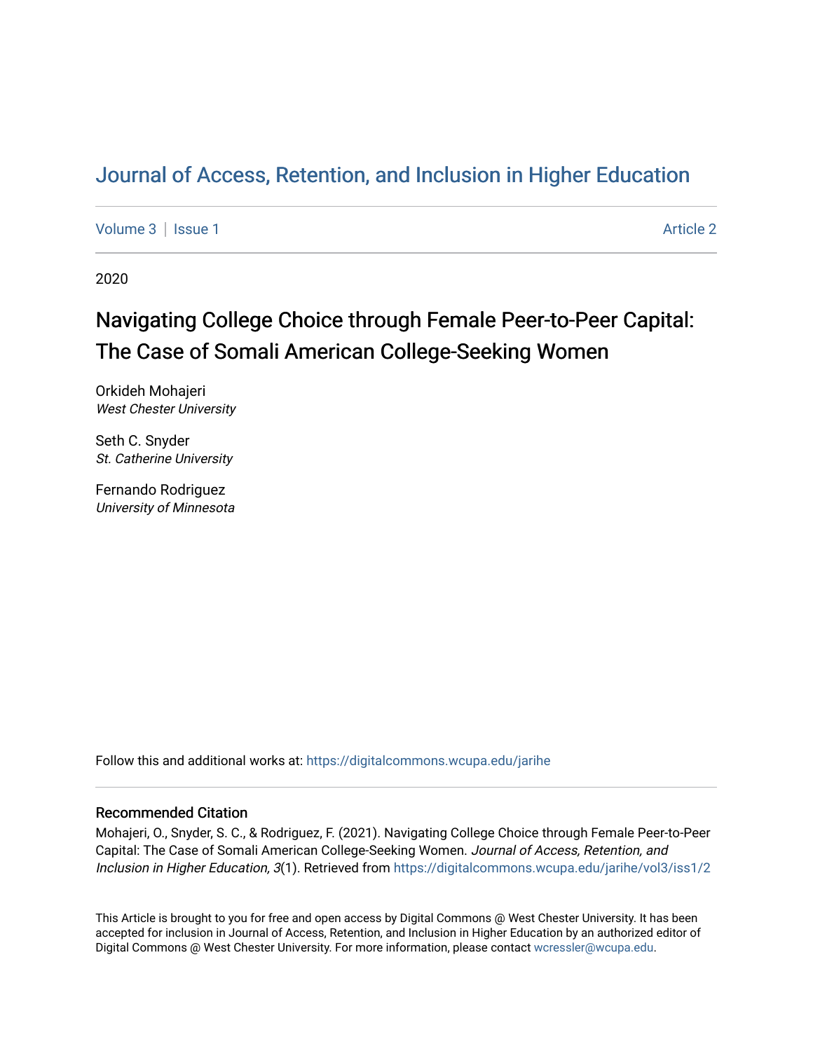# Journal of Access, Retention, and Inclusion in Higher Education

Volume 3 | Issue 1 | Article 2

2020

## Navigating College Choice through Female Peer-to-Peer Capital: The Case of Somali American College-Seeking Women

Orkideh Mohajeri
*West Chester University*

Seth C. Snyder
*St. Catherine University*

Fernando Rodriguez
*University of Minnesota*

Follow this and additional works at: https://digitalcommons.wcupa.edu/jarihe

### Recommended Citation

Mohajeri, O., Snyder, S. C., & Rodriguez, F. (2021). Navigating College Choice through Female Peer-to-Peer Capital: The Case of Somali American College-Seeking Women. *Journal of Access, Retention, and Inclusion in Higher Education, 3*(1). Retrieved from https://digitalcommons.wcupa.edu/jarihe/vol3/iss1/2

This Article is brought to you for free and open access by Digital Commons @ West Chester University. It has been accepted for inclusion in Journal of Access, Retention, and Inclusion in Higher Education by an authorized editor of Digital Commons @ West Chester University. For more information, please contact wcressler@wcupa.edu.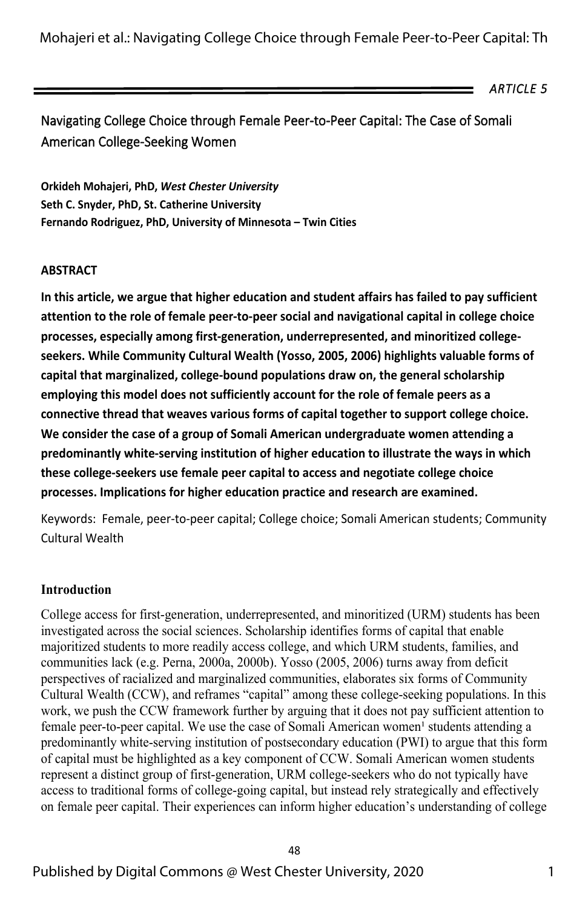ARTICLE 5

# Navigating College Choice through Female Peer-to-Peer Capital: The Case of Somali American College-Seeking Women

**Orkideh Mohajeri, PhD, *West Chester University***
**Seth C. Snyder, PhD, St. Catherine University**
**Fernando Rodriguez, PhD, University of Minnesota – Twin Cities**

## ABSTRACT

**In this article, we argue that higher education and student affairs has failed to pay sufficient attention to the role of female peer-to-peer social and navigational capital in college choice processes, especially among first-generation, underrepresented, and minoritized college-seekers. While Community Cultural Wealth (Yosso, 2005, 2006) highlights valuable forms of capital that marginalized, college-bound populations draw on, the general scholarship employing this model does not sufficiently account for the role of female peers as a connective thread that weaves various forms of capital together to support college choice. We consider the case of a group of Somali American undergraduate women attending a predominantly white-serving institution of higher education to illustrate the ways in which these college-seekers use female peer capital to access and negotiate college choice processes. Implications for higher education practice and research are examined.**

Keywords: Female, peer-to-peer capital; College choice; Somali American students; Community Cultural Wealth

## Introduction

College access for first-generation, underrepresented, and minoritized (URM) students has been investigated across the social sciences. Scholarship identifies forms of capital that enable majoritized students to more readily access college, and which URM students, families, and communities lack (e.g. Perna, 2000a, 2000b). Yosso (2005, 2006) turns away from deficit perspectives of racialized and marginalized communities, elaborates six forms of Community Cultural Wealth (CCW), and reframes "capital" among these college-seeking populations. In this work, we push the CCW framework further by arguing that it does not pay sufficient attention to female peer-to-peer capital. We use the case of Somali American women[1] students attending a predominantly white-serving institution of postsecondary education (PWI) to argue that this form of capital must be highlighted as a key component of CCW. Somali American women students represent a distinct group of first-generation, URM college-seekers who do not typically have access to traditional forms of college-going capital, but instead rely strategically and effectively on female peer capital. Their experiences can inform higher education's understanding of college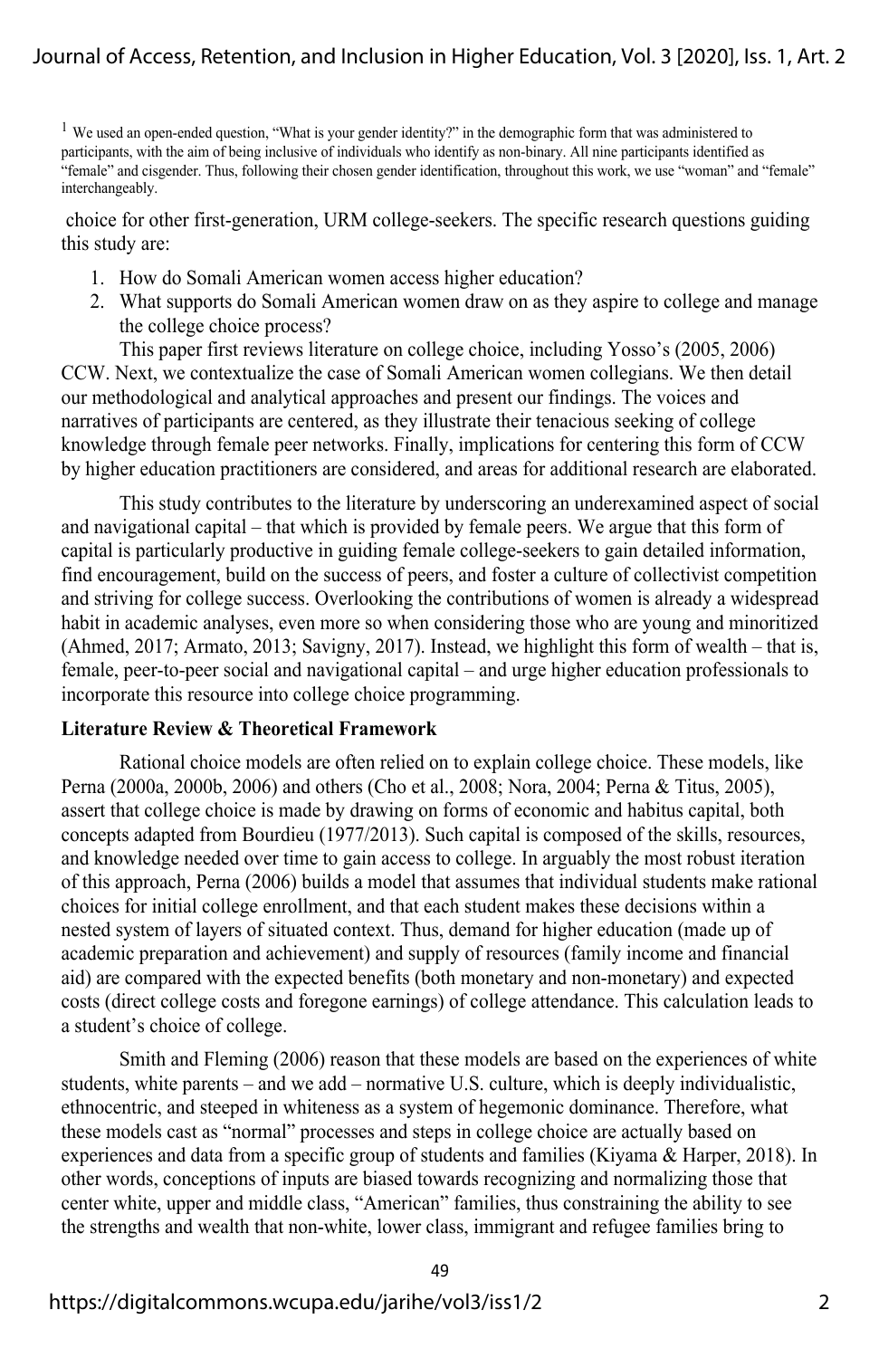[1] We used an open-ended question, "What is your gender identity?" in the demographic form that was administered to participants, with the aim of being inclusive of individuals who identify as non-binary. All nine participants identified as "female" and cisgender. Thus, following their chosen gender identification, throughout this work, we use "woman" and "female" interchangeably.

choice for other first-generation, URM college-seekers. The specific research questions guiding this study are:

1. How do Somali American women access higher education?
2. What supports do Somali American women draw on as they aspire to college and manage the college choice process?

This paper first reviews literature on college choice, including Yosso's (2005, 2006) CCW. Next, we contextualize the case of Somali American women collegians. We then detail our methodological and analytical approaches and present our findings. The voices and narratives of participants are centered, as they illustrate their tenacious seeking of college knowledge through female peer networks. Finally, implications for centering this form of CCW by higher education practitioners are considered, and areas for additional research are elaborated.

This study contributes to the literature by underscoring an underexamined aspect of social and navigational capital – that which is provided by female peers. We argue that this form of capital is particularly productive in guiding female college-seekers to gain detailed information, find encouragement, build on the success of peers, and foster a culture of collectivist competition and striving for college success. Overlooking the contributions of women is already a widespread habit in academic analyses, even more so when considering those who are young and minoritized (Ahmed, 2017; Armato, 2013; Savigny, 2017). Instead, we highlight this form of wealth – that is, female, peer-to-peer social and navigational capital – and urge higher education professionals to incorporate this resource into college choice programming.

## Literature Review & Theoretical Framework

Rational choice models are often relied on to explain college choice. These models, like Perna (2000a, 2000b, 2006) and others (Cho et al., 2008; Nora, 2004; Perna & Titus, 2005), assert that college choice is made by drawing on forms of economic and habitus capital, both concepts adapted from Bourdieu (1977/2013). Such capital is composed of the skills, resources, and knowledge needed over time to gain access to college. In arguably the most robust iteration of this approach, Perna (2006) builds a model that assumes that individual students make rational choices for initial college enrollment, and that each student makes these decisions within a nested system of layers of situated context. Thus, demand for higher education (made up of academic preparation and achievement) and supply of resources (family income and financial aid) are compared with the expected benefits (both monetary and non-monetary) and expected costs (direct college costs and foregone earnings) of college attendance. This calculation leads to a student's choice of college.

Smith and Fleming (2006) reason that these models are based on the experiences of white students, white parents – and we add – normative U.S. culture, which is deeply individualistic, ethnocentric, and steeped in whiteness as a system of hegemonic dominance. Therefore, what these models cast as "normal" processes and steps in college choice are actually based on experiences and data from a specific group of students and families (Kiyama & Harper, 2018). In other words, conceptions of inputs are biased towards recognizing and normalizing those that center white, upper and middle class, "American" families, thus constraining the ability to see the strengths and wealth that non-white, lower class, immigrant and refugee families bring to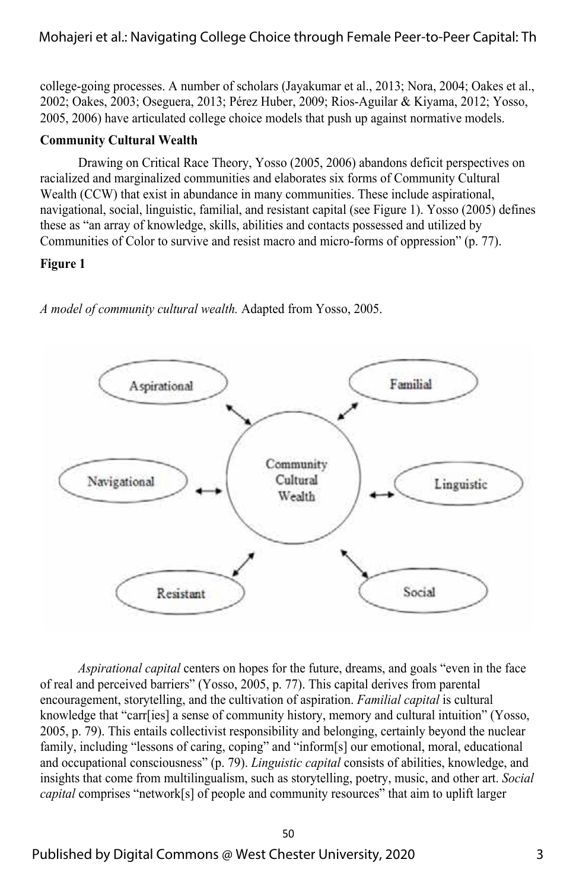college-going processes. A number of scholars (Jayakumar et al., 2013; Nora, 2004; Oakes et al., 2002; Oakes, 2003; Oseguera, 2013; Pérez Huber, 2009; Rios-Aguilar & Kiyama, 2012; Yosso, 2005, 2006) have articulated college choice models that push up against normative models.

### Community Cultural Wealth

Drawing on Critical Race Theory, Yosso (2005, 2006) abandons deficit perspectives on racialized and marginalized communities and elaborates six forms of Community Cultural Wealth (CCW) that exist in abundance in many communities. These include aspirational, navigational, social, linguistic, familial, and resistant capital (see Figure 1). Yosso (2005) defines these as "an array of knowledge, skills, abilities and contacts possessed and utilized by Communities of Color to survive and resist macro and micro-forms of oppression" (p. 77).

**Figure 1**

*A model of community cultural wealth.* Adapted from Yosso, 2005.

*Aspirational capital* centers on hopes for the future, dreams, and goals "even in the face of real and perceived barriers" (Yosso, 2005, p. 77). This capital derives from parental encouragement, storytelling, and the cultivation of aspiration. *Familial capital* is cultural knowledge that "carr[ies] a sense of community history, memory and cultural intuition" (Yosso, 2005, p. 79). This entails collectivist responsibility and belonging, certainly beyond the nuclear family, including "lessons of caring, coping" and "inform[s] our emotional, moral, educational and occupational consciousness" (p. 79). *Linguistic capital* consists of abilities, knowledge, and insights that come from multilingualism, such as storytelling, poetry, music, and other art. *Social capital* comprises "network[s] of people and community resources" that aim to uplift larger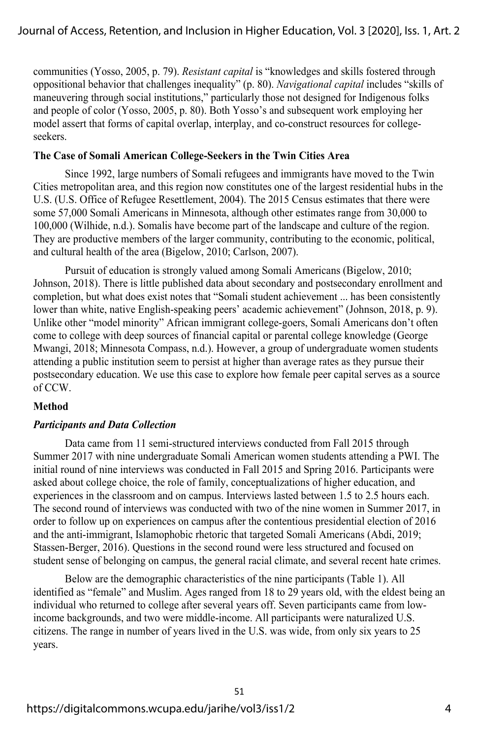communities (Yosso, 2005, p. 79). *Resistant capital* is "knowledges and skills fostered through oppositional behavior that challenges inequality" (p. 80). *Navigational capital* includes "skills of maneuvering through social institutions," particularly those not designed for Indigenous folks and people of color (Yosso, 2005, p. 80). Both Yosso's and subsequent work employing her model assert that forms of capital overlap, interplay, and co-construct resources for college-seekers.

**The Case of Somali American College-Seekers in the Twin Cities Area**

Since 1992, large numbers of Somali refugees and immigrants have moved to the Twin Cities metropolitan area, and this region now constitutes one of the largest residential hubs in the U.S. (U.S. Office of Refugee Resettlement, 2004). The 2015 Census estimates that there were some 57,000 Somali Americans in Minnesota, although other estimates range from 30,000 to 100,000 (Wilhide, n.d.). Somalis have become part of the landscape and culture of the region. They are productive members of the larger community, contributing to the economic, political, and cultural health of the area (Bigelow, 2010; Carlson, 2007).

Pursuit of education is strongly valued among Somali Americans (Bigelow, 2010; Johnson, 2018). There is little published data about secondary and postsecondary enrollment and completion, but what does exist notes that "Somali student achievement ... has been consistently lower than white, native English-speaking peers' academic achievement" (Johnson, 2018, p. 9). Unlike other "model minority" African immigrant college-goers, Somali Americans don't often come to college with deep sources of financial capital or parental college knowledge (George Mwangi, 2018; Minnesota Compass, n.d.). However, a group of undergraduate women students attending a public institution seem to persist at higher than average rates as they pursue their postsecondary education. We use this case to explore how female peer capital serves as a source of CCW.

**Method**

***Participants and Data Collection***

Data came from 11 semi-structured interviews conducted from Fall 2015 through Summer 2017 with nine undergraduate Somali American women students attending a PWI. The initial round of nine interviews was conducted in Fall 2015 and Spring 2016. Participants were asked about college choice, the role of family, conceptualizations of higher education, and experiences in the classroom and on campus. Interviews lasted between 1.5 to 2.5 hours each. The second round of interviews was conducted with two of the nine women in Summer 2017, in order to follow up on experiences on campus after the contentious presidential election of 2016 and the anti-immigrant, Islamophobic rhetoric that targeted Somali Americans (Abdi, 2019; Stassen-Berger, 2016). Questions in the second round were less structured and focused on student sense of belonging on campus, the general racial climate, and several recent hate crimes.

Below are the demographic characteristics of the nine participants (Table 1). All identified as "female" and Muslim. Ages ranged from 18 to 29 years old, with the eldest being an individual who returned to college after several years off. Seven participants came from low-income backgrounds, and two were middle-income. All participants were naturalized U.S. citizens. The range in number of years lived in the U.S. was wide, from only six years to 25 years.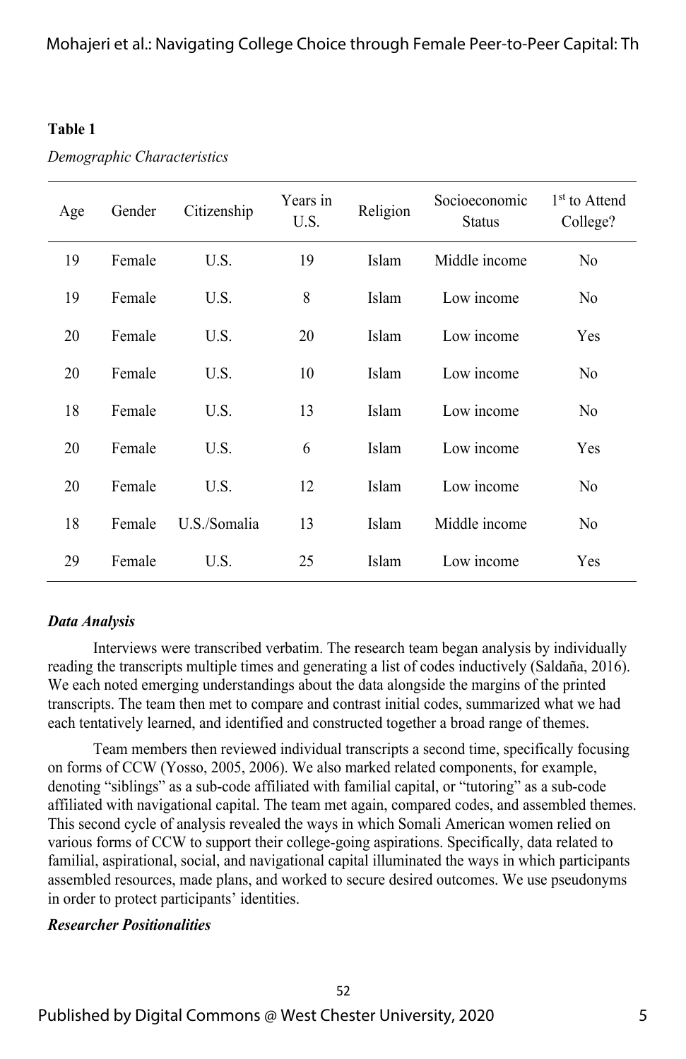**Table 1**

*Demographic Characteristics*

| Age | Gender | Citizenship | Years in U.S. | Religion | Socioeconomic Status | 1st to Attend College? |
|---|---|---|---|---|---|---|
| 19 | Female | U.S. | 19 | Islam | Middle income | No |
| 19 | Female | U.S. | 8 | Islam | Low income | No |
| 20 | Female | U.S. | 20 | Islam | Low income | Yes |
| 20 | Female | U.S. | 10 | Islam | Low income | No |
| 18 | Female | U.S. | 13 | Islam | Low income | No |
| 20 | Female | U.S. | 6 | Islam | Low income | Yes |
| 20 | Female | U.S. | 12 | Islam | Low income | No |
| 18 | Female | U.S./Somalia | 13 | Islam | Middle income | No |
| 29 | Female | U.S. | 25 | Islam | Low income | Yes |

### *Data Analysis*

Interviews were transcribed verbatim. The research team began analysis by individually reading the transcripts multiple times and generating a list of codes inductively (Saldaña, 2016). We each noted emerging understandings about the data alongside the margins of the printed transcripts. The team then met to compare and contrast initial codes, summarized what we had each tentatively learned, and identified and constructed together a broad range of themes.

Team members then reviewed individual transcripts a second time, specifically focusing on forms of CCW (Yosso, 2005, 2006). We also marked related components, for example, denoting "siblings" as a sub-code affiliated with familial capital, or "tutoring" as a sub-code affiliated with navigational capital. The team met again, compared codes, and assembled themes. This second cycle of analysis revealed the ways in which Somali American women relied on various forms of CCW to support their college-going aspirations. Specifically, data related to familial, aspirational, social, and navigational capital illuminated the ways in which participants assembled resources, made plans, and worked to secure desired outcomes. We use pseudonyms in order to protect participants' identities.

### *Researcher Positionalities*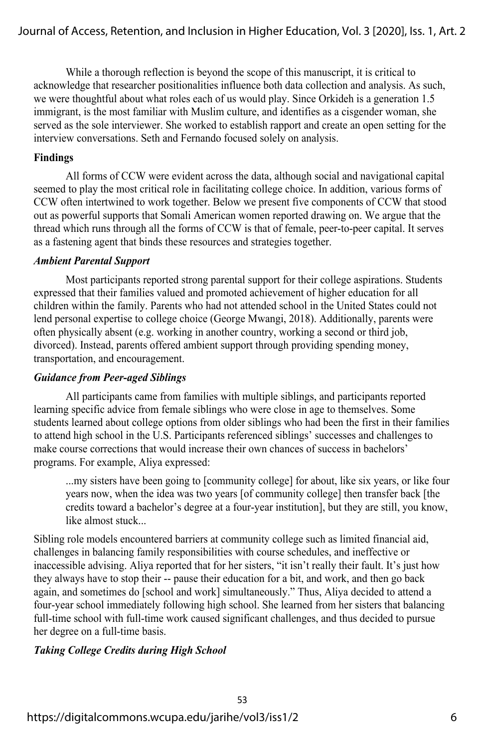While a thorough reflection is beyond the scope of this manuscript, it is critical to acknowledge that researcher positionalities influence both data collection and analysis. As such, we were thoughtful about what roles each of us would play. Since Orkideh is a generation 1.5 immigrant, is the most familiar with Muslim culture, and identifies as a cisgender woman, she served as the sole interviewer. She worked to establish rapport and create an open setting for the interview conversations. Seth and Fernando focused solely on analysis.

## Findings

All forms of CCW were evident across the data, although social and navigational capital seemed to play the most critical role in facilitating college choice. In addition, various forms of CCW often intertwined to work together. Below we present five components of CCW that stood out as powerful supports that Somali American women reported drawing on. We argue that the thread which runs through all the forms of CCW is that of female, peer-to-peer capital. It serves as a fastening agent that binds these resources and strategies together.

### *Ambient Parental Support*

Most participants reported strong parental support for their college aspirations. Students expressed that their families valued and promoted achievement of higher education for all children within the family. Parents who had not attended school in the United States could not lend personal expertise to college choice (George Mwangi, 2018). Additionally, parents were often physically absent (e.g. working in another country, working a second or third job, divorced). Instead, parents offered ambient support through providing spending money, transportation, and encouragement.

### *Guidance from Peer-aged Siblings*

All participants came from families with multiple siblings, and participants reported learning specific advice from female siblings who were close in age to themselves. Some students learned about college options from older siblings who had been the first in their families to attend high school in the U.S. Participants referenced siblings' successes and challenges to make course corrections that would increase their own chances of success in bachelors' programs. For example, Aliya expressed:

> ...my sisters have been going to [community college] for about, like six years, or like four years now, when the idea was two years [of community college] then transfer back [the credits toward a bachelor's degree at a four-year institution], but they are still, you know, like almost stuck...

Sibling role models encountered barriers at community college such as limited financial aid, challenges in balancing family responsibilities with course schedules, and ineffective or inaccessible advising. Aliya reported that for her sisters, "it isn't really their fault. It's just how they always have to stop their -- pause their education for a bit, and work, and then go back again, and sometimes do [school and work] simultaneously." Thus, Aliya decided to attend a four-year school immediately following high school. She learned from her sisters that balancing full-time school with full-time work caused significant challenges, and thus decided to pursue her degree on a full-time basis.

### *Taking College Credits during High School*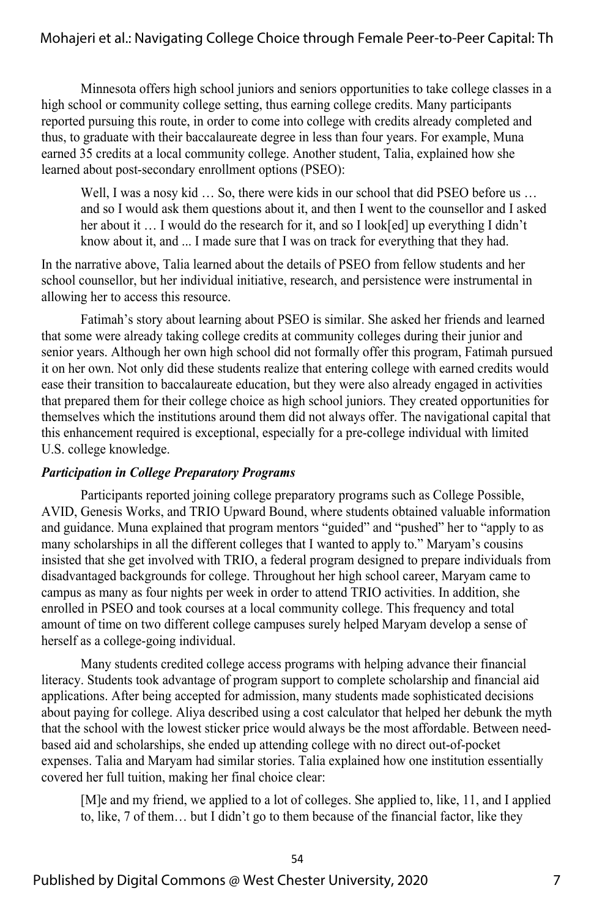Minnesota offers high school juniors and seniors opportunities to take college classes in a high school or community college setting, thus earning college credits. Many participants reported pursuing this route, in order to come into college with credits already completed and thus, to graduate with their baccalaureate degree in less than four years. For example, Muna earned 35 credits at a local community college. Another student, Talia, explained how she learned about post-secondary enrollment options (PSEO):

> Well, I was a nosy kid … So, there were kids in our school that did PSEO before us … and so I would ask them questions about it, and then I went to the counsellor and I asked her about it … I would do the research for it, and so I look[ed] up everything I didn't know about it, and ... I made sure that I was on track for everything that they had.

In the narrative above, Talia learned about the details of PSEO from fellow students and her school counsellor, but her individual initiative, research, and persistence were instrumental in allowing her to access this resource.

Fatimah's story about learning about PSEO is similar. She asked her friends and learned that some were already taking college credits at community colleges during their junior and senior years. Although her own high school did not formally offer this program, Fatimah pursued it on her own. Not only did these students realize that entering college with earned credits would ease their transition to baccalaureate education, but they were also already engaged in activities that prepared them for their college choice as high school juniors. They created opportunities for themselves which the institutions around them did not always offer. The navigational capital that this enhancement required is exceptional, especially for a pre-college individual with limited U.S. college knowledge.

***Participation in College Preparatory Programs***

Participants reported joining college preparatory programs such as College Possible, AVID, Genesis Works, and TRIO Upward Bound, where students obtained valuable information and guidance. Muna explained that program mentors "guided" and "pushed" her to "apply to as many scholarships in all the different colleges that I wanted to apply to." Maryam's cousins insisted that she get involved with TRIO, a federal program designed to prepare individuals from disadvantaged backgrounds for college. Throughout her high school career, Maryam came to campus as many as four nights per week in order to attend TRIO activities. In addition, she enrolled in PSEO and took courses at a local community college. This frequency and total amount of time on two different college campuses surely helped Maryam develop a sense of herself as a college-going individual.

Many students credited college access programs with helping advance their financial literacy. Students took advantage of program support to complete scholarship and financial aid applications. After being accepted for admission, many students made sophisticated decisions about paying for college. Aliya described using a cost calculator that helped her debunk the myth that the school with the lowest sticker price would always be the most affordable. Between need-based aid and scholarships, she ended up attending college with no direct out-of-pocket expenses. Talia and Maryam had similar stories. Talia explained how one institution essentially covered her full tuition, making her final choice clear:

> [M]e and my friend, we applied to a lot of colleges. She applied to, like, 11, and I applied to, like, 7 of them… but I didn't go to them because of the financial factor, like they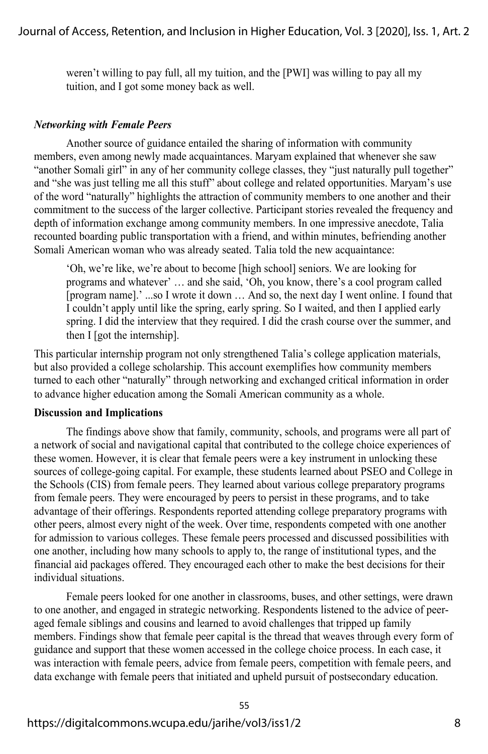> weren't willing to pay full, all my tuition, and the [PWI] was willing to pay all my tuition, and I got some money back as well.

### *Networking with Female Peers*

Another source of guidance entailed the sharing of information with community members, even among newly made acquaintances. Maryam explained that whenever she saw "another Somali girl" in any of her community college classes, they "just naturally pull together" and "she was just telling me all this stuff" about college and related opportunities. Maryam's use of the word "naturally" highlights the attraction of community members to one another and their commitment to the success of the larger collective. Participant stories revealed the frequency and depth of information exchange among community members. In one impressive anecdote, Talia recounted boarding public transportation with a friend, and within minutes, befriending another Somali American woman who was already seated. Talia told the new acquaintance:

> 'Oh, we're like, we're about to become [high school] seniors. We are looking for programs and whatever' … and she said, 'Oh, you know, there's a cool program called [program name].' ...so I wrote it down … And so, the next day I went online. I found that I couldn't apply until like the spring, early spring. So I waited, and then I applied early spring. I did the interview that they required. I did the crash course over the summer, and then I [got the internship].

This particular internship program not only strengthened Talia's college application materials, but also provided a college scholarship. This account exemplifies how community members turned to each other "naturally" through networking and exchanged critical information in order to advance higher education among the Somali American community as a whole.

## Discussion and Implications

The findings above show that family, community, schools, and programs were all part of a network of social and navigational capital that contributed to the college choice experiences of these women. However, it is clear that female peers were a key instrument in unlocking these sources of college-going capital. For example, these students learned about PSEO and College in the Schools (CIS) from female peers. They learned about various college preparatory programs from female peers. They were encouraged by peers to persist in these programs, and to take advantage of their offerings. Respondents reported attending college preparatory programs with other peers, almost every night of the week. Over time, respondents competed with one another for admission to various colleges. These female peers processed and discussed possibilities with one another, including how many schools to apply to, the range of institutional types, and the financial aid packages offered. They encouraged each other to make the best decisions for their individual situations.

Female peers looked for one another in classrooms, buses, and other settings, were drawn to one another, and engaged in strategic networking. Respondents listened to the advice of peer-aged female siblings and cousins and learned to avoid challenges that tripped up family members. Findings show that female peer capital is the thread that weaves through every form of guidance and support that these women accessed in the college choice process. In each case, it was interaction with female peers, advice from female peers, competition with female peers, and data exchange with female peers that initiated and upheld pursuit of postsecondary education.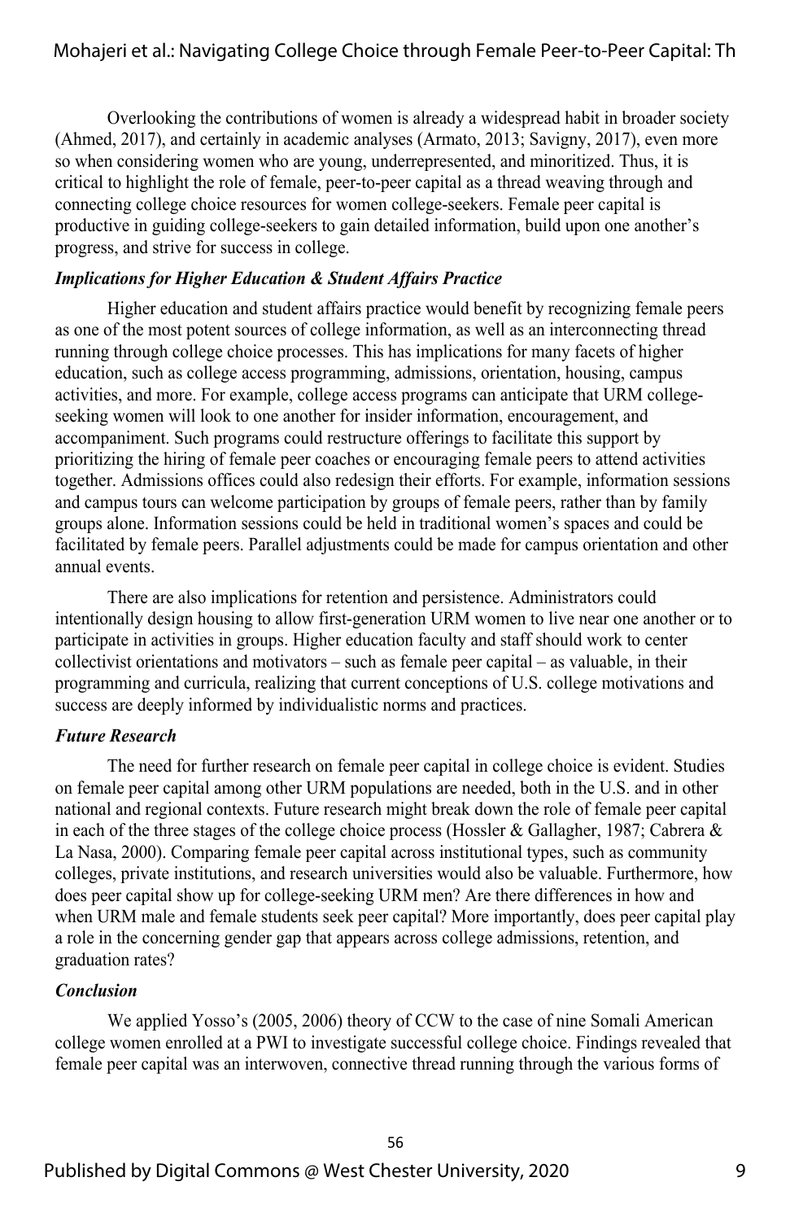Overlooking the contributions of women is already a widespread habit in broader society (Ahmed, 2017), and certainly in academic analyses (Armato, 2013; Savigny, 2017), even more so when considering women who are young, underrepresented, and minoritized. Thus, it is critical to highlight the role of female, peer-to-peer capital as a thread weaving through and connecting college choice resources for women college-seekers. Female peer capital is productive in guiding college-seekers to gain detailed information, build upon one another's progress, and strive for success in college.

### *Implications for Higher Education & Student Affairs Practice*

Higher education and student affairs practice would benefit by recognizing female peers as one of the most potent sources of college information, as well as an interconnecting thread running through college choice processes. This has implications for many facets of higher education, such as college access programming, admissions, orientation, housing, campus activities, and more. For example, college access programs can anticipate that URM college-seeking women will look to one another for insider information, encouragement, and accompaniment. Such programs could restructure offerings to facilitate this support by prioritizing the hiring of female peer coaches or encouraging female peers to attend activities together. Admissions offices could also redesign their efforts. For example, information sessions and campus tours can welcome participation by groups of female peers, rather than by family groups alone. Information sessions could be held in traditional women's spaces and could be facilitated by female peers. Parallel adjustments could be made for campus orientation and other annual events.

There are also implications for retention and persistence. Administrators could intentionally design housing to allow first-generation URM women to live near one another or to participate in activities in groups. Higher education faculty and staff should work to center collectivist orientations and motivators – such as female peer capital – as valuable, in their programming and curricula, realizing that current conceptions of U.S. college motivations and success are deeply informed by individualistic norms and practices.

### *Future Research*

The need for further research on female peer capital in college choice is evident. Studies on female peer capital among other URM populations are needed, both in the U.S. and in other national and regional contexts. Future research might break down the role of female peer capital in each of the three stages of the college choice process (Hossler & Gallagher, 1987; Cabrera & La Nasa, 2000). Comparing female peer capital across institutional types, such as community colleges, private institutions, and research universities would also be valuable. Furthermore, how does peer capital show up for college-seeking URM men? Are there differences in how and when URM male and female students seek peer capital? More importantly, does peer capital play a role in the concerning gender gap that appears across college admissions, retention, and graduation rates?

### *Conclusion*

We applied Yosso's (2005, 2006) theory of CCW to the case of nine Somali American college women enrolled at a PWI to investigate successful college choice. Findings revealed that female peer capital was an interwoven, connective thread running through the various forms of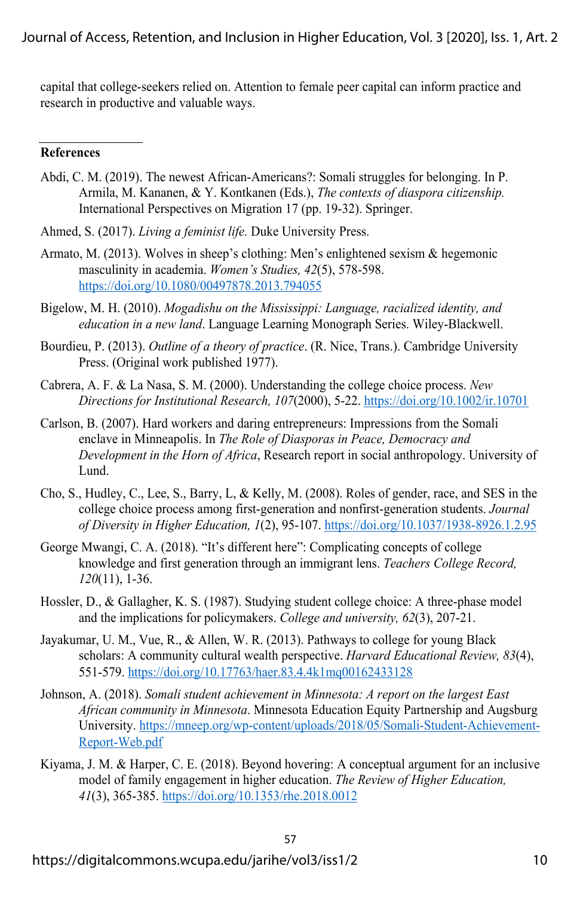capital that college-seekers relied on. Attention to female peer capital can inform practice and research in productive and valuable ways.

## References

Abdi, C. M. (2019). The newest African-Americans?: Somali struggles for belonging. In P. Armila, M. Kananen, & Y. Kontkanen (Eds.), *The contexts of diaspora citizenship.* International Perspectives on Migration 17 (pp. 19-32). Springer.

Ahmed, S. (2017). *Living a feminist life.* Duke University Press.

Armato, M. (2013). Wolves in sheep's clothing: Men's enlightened sexism & hegemonic masculinity in academia. *Women's Studies, 42*(5), 578-598. https://doi.org/10.1080/00497878.2013.794055

Bigelow, M. H. (2010). *Mogadishu on the Mississippi: Language, racialized identity, and education in a new land*. Language Learning Monograph Series. Wiley-Blackwell.

Bourdieu, P. (2013). *Outline of a theory of practice*. (R. Nice, Trans.). Cambridge University Press. (Original work published 1977).

Cabrera, A. F. & La Nasa, S. M. (2000). Understanding the college choice process. *New Directions for Institutional Research, 107*(2000), 5-22. https://doi.org/10.1002/ir.10701

Carlson, B. (2007). Hard workers and daring entrepreneurs: Impressions from the Somali enclave in Minneapolis. In *The Role of Diasporas in Peace, Democracy and Development in the Horn of Africa*, Research report in social anthropology. University of Lund.

Cho, S., Hudley, C., Lee, S., Barry, L, & Kelly, M. (2008). Roles of gender, race, and SES in the college choice process among first-generation and nonfirst-generation students. *Journal of Diversity in Higher Education, 1*(2), 95-107. https://doi.org/10.1037/1938-8926.1.2.95

George Mwangi, C. A. (2018). "It's different here": Complicating concepts of college knowledge and first generation through an immigrant lens. *Teachers College Record, 120*(11), 1-36.

Hossler, D., & Gallagher, K. S. (1987). Studying student college choice: A three-phase model and the implications for policymakers. *College and university, 62*(3), 207-21.

Jayakumar, U. M., Vue, R., & Allen, W. R. (2013). Pathways to college for young Black scholars: A community cultural wealth perspective. *Harvard Educational Review, 83*(4), 551-579. https://doi.org/10.17763/haer.83.4.4k1mq00162433128

Johnson, A. (2018). *Somali student achievement in Minnesota: A report on the largest East African community in Minnesota*. Minnesota Education Equity Partnership and Augsburg University. https://mneep.org/wp-content/uploads/2018/05/Somali-Student-Achievement-Report-Web.pdf

Kiyama, J. M. & Harper, C. E. (2018). Beyond hovering: A conceptual argument for an inclusive model of family engagement in higher education. *The Review of Higher Education, 41*(3), 365-385. https://doi.org/10.1353/rhe.2018.0012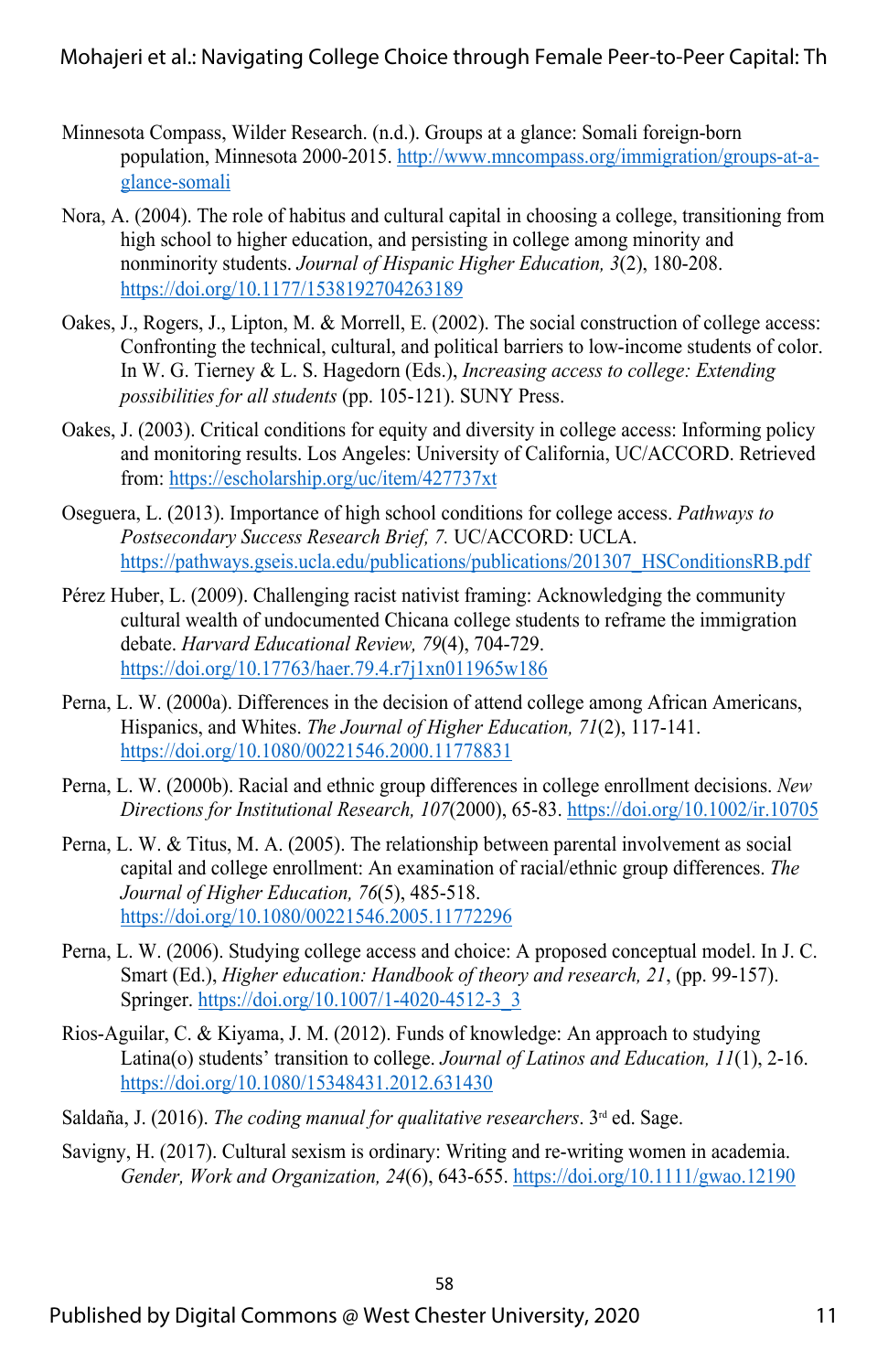Minnesota Compass, Wilder Research. (n.d.). Groups at a glance: Somali foreign-born population, Minnesota 2000-2015. http://www.mncompass.org/immigration/groups-at-a-glance-somali

Nora, A. (2004). The role of habitus and cultural capital in choosing a college, transitioning from high school to higher education, and persisting in college among minority and nonminority students. *Journal of Hispanic Higher Education, 3*(2), 180-208. https://doi.org/10.1177/1538192704263189

Oakes, J., Rogers, J., Lipton, M. & Morrell, E. (2002). The social construction of college access: Confronting the technical, cultural, and political barriers to low-income students of color. In W. G. Tierney & L. S. Hagedorn (Eds.), *Increasing access to college: Extending possibilities for all students* (pp. 105-121). SUNY Press.

Oakes, J. (2003). Critical conditions for equity and diversity in college access: Informing policy and monitoring results. Los Angeles: University of California, UC/ACCORD. Retrieved from: https://escholarship.org/uc/item/427737xt

Oseguera, L. (2013). Importance of high school conditions for college access. *Pathways to Postsecondary Success Research Brief, 7.* UC/ACCORD: UCLA. https://pathways.gseis.ucla.edu/publications/publications/201307_HSConditionsRB.pdf

Pérez Huber, L. (2009). Challenging racist nativist framing: Acknowledging the community cultural wealth of undocumented Chicana college students to reframe the immigration debate. *Harvard Educational Review, 79*(4), 704-729. https://doi.org/10.17763/haer.79.4.r7j1xn011965w186

Perna, L. W. (2000a). Differences in the decision of attend college among African Americans, Hispanics, and Whites. *The Journal of Higher Education, 71*(2), 117-141. https://doi.org/10.1080/00221546.2000.11778831

Perna, L. W. (2000b). Racial and ethnic group differences in college enrollment decisions. *New Directions for Institutional Research, 107*(2000), 65-83. https://doi.org/10.1002/ir.10705

Perna, L. W. & Titus, M. A. (2005). The relationship between parental involvement as social capital and college enrollment: An examination of racial/ethnic group differences. *The Journal of Higher Education, 76*(5), 485-518. https://doi.org/10.1080/00221546.2005.11772296

Perna, L. W. (2006). Studying college access and choice: A proposed conceptual model. In J. C. Smart (Ed.), *Higher education: Handbook of theory and research, 21*, (pp. 99-157). Springer. https://doi.org/10.1007/1-4020-4512-3_3

Rios-Aguilar, C. & Kiyama, J. M. (2012). Funds of knowledge: An approach to studying Latina(o) students' transition to college. *Journal of Latinos and Education, 11*(1), 2-16. https://doi.org/10.1080/15348431.2012.631430

Saldaña, J. (2016). *The coding manual for qualitative researchers*. 3rd ed. Sage.

Savigny, H. (2017). Cultural sexism is ordinary: Writing and re-writing women in academia. *Gender, Work and Organization, 24*(6), 643-655. https://doi.org/10.1111/gwao.12190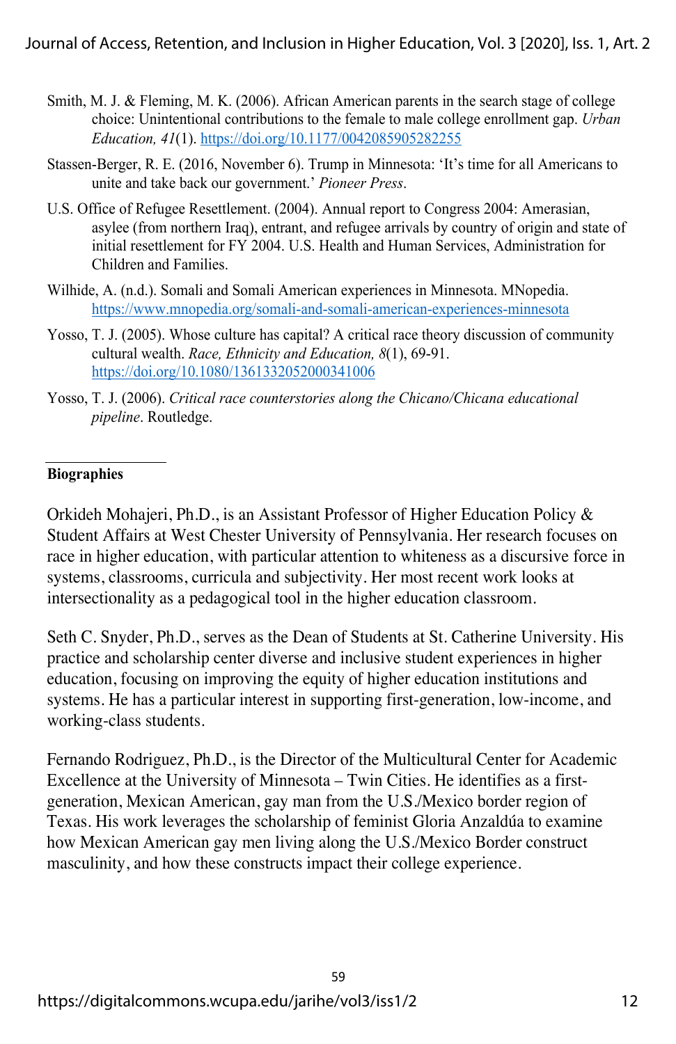Smith, M. J. & Fleming, M. K. (2006). African American parents in the search stage of college choice: Unintentional contributions to the female to male college enrollment gap. *Urban Education, 41*(1). https://doi.org/10.1177/0042085905282255

Stassen-Berger, R. E. (2016, November 6). Trump in Minnesota: 'It's time for all Americans to unite and take back our government.' *Pioneer Press*.

U.S. Office of Refugee Resettlement. (2004). Annual report to Congress 2004: Amerasian, asylee (from northern Iraq), entrant, and refugee arrivals by country of origin and state of initial resettlement for FY 2004. U.S. Health and Human Services, Administration for Children and Families.

Wilhide, A. (n.d.). Somali and Somali American experiences in Minnesota. MNopedia. https://www.mnopedia.org/somali-and-somali-american-experiences-minnesota

Yosso, T. J. (2005). Whose culture has capital? A critical race theory discussion of community cultural wealth. *Race, Ethnicity and Education, 8*(1), 69-91. https://doi.org/10.1080/1361332052000341006

Yosso, T. J. (2006). *Critical race counterstories along the Chicano/Chicana educational pipeline*. Routledge.

**Biographies**

Orkideh Mohajeri, Ph.D., is an Assistant Professor of Higher Education Policy & Student Affairs at West Chester University of Pennsylvania. Her research focuses on race in higher education, with particular attention to whiteness as a discursive force in systems, classrooms, curricula and subjectivity. Her most recent work looks at intersectionality as a pedagogical tool in the higher education classroom.

Seth C. Snyder, Ph.D., serves as the Dean of Students at St. Catherine University. His practice and scholarship center diverse and inclusive student experiences in higher education, focusing on improving the equity of higher education institutions and systems. He has a particular interest in supporting first-generation, low-income, and working-class students.

Fernando Rodriguez, Ph.D., is the Director of the Multicultural Center for Academic Excellence at the University of Minnesota – Twin Cities. He identifies as a first-generation, Mexican American, gay man from the U.S./Mexico border region of Texas. His work leverages the scholarship of feminist Gloria Anzaldúa to examine how Mexican American gay men living along the U.S./Mexico Border construct masculinity, and how these constructs impact their college experience.